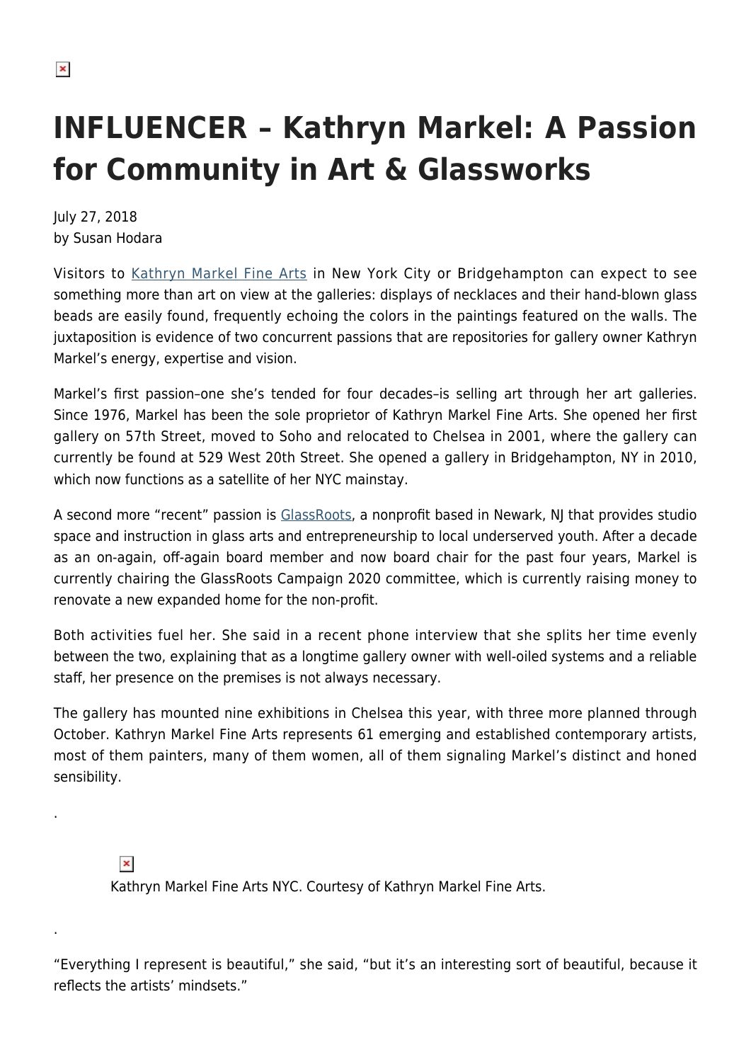# INFLUENCER – Kathryn Markel: A Passion for Community in Art & Glassworks

July 27, 2018
by Susan Hodara

Visitors to Kathryn Markel Fine Arts in New York City or Bridgehampton can expect to see something more than art on view at the galleries: displays of necklaces and their hand-blown glass beads are easily found, frequently echoing the colors in the paintings featured on the walls. The juxtaposition is evidence of two concurrent passions that are repositories for gallery owner Kathryn Markel's energy, expertise and vision.

Markel's first passion–one she's tended for four decades–is selling art through her art galleries. Since 1976, Markel has been the sole proprietor of Kathryn Markel Fine Arts. She opened her first gallery on 57th Street, moved to Soho and relocated to Chelsea in 2001, where the gallery can currently be found at 529 West 20th Street. She opened a gallery in Bridgehampton, NY in 2010, which now functions as a satellite of her NYC mainstay.

A second more "recent" passion is GlassRoots, a nonprofit based in Newark, NJ that provides studio space and instruction in glass arts and entrepreneurship to local underserved youth. After a decade as an on-again, off-again board member and now board chair for the past four years, Markel is currently chairing the GlassRoots Campaign 2020 committee, which is currently raising money to renovate a new expanded home for the non-profit.

Both activities fuel her. She said in a recent phone interview that she splits her time evenly between the two, explaining that as a longtime gallery owner with well-oiled systems and a reliable staff, her presence on the premises is not always necessary.

The gallery has mounted nine exhibitions in Chelsea this year, with three more planned through October. Kathryn Markel Fine Arts represents 61 emerging and established contemporary artists, most of them painters, many of them women, all of them signaling Markel's distinct and honed sensibility.

Kathryn Markel Fine Arts NYC. Courtesy of Kathryn Markel Fine Arts.

"Everything I represent is beautiful," she said, "but it's an interesting sort of beautiful, because it reflects the artists' mindsets."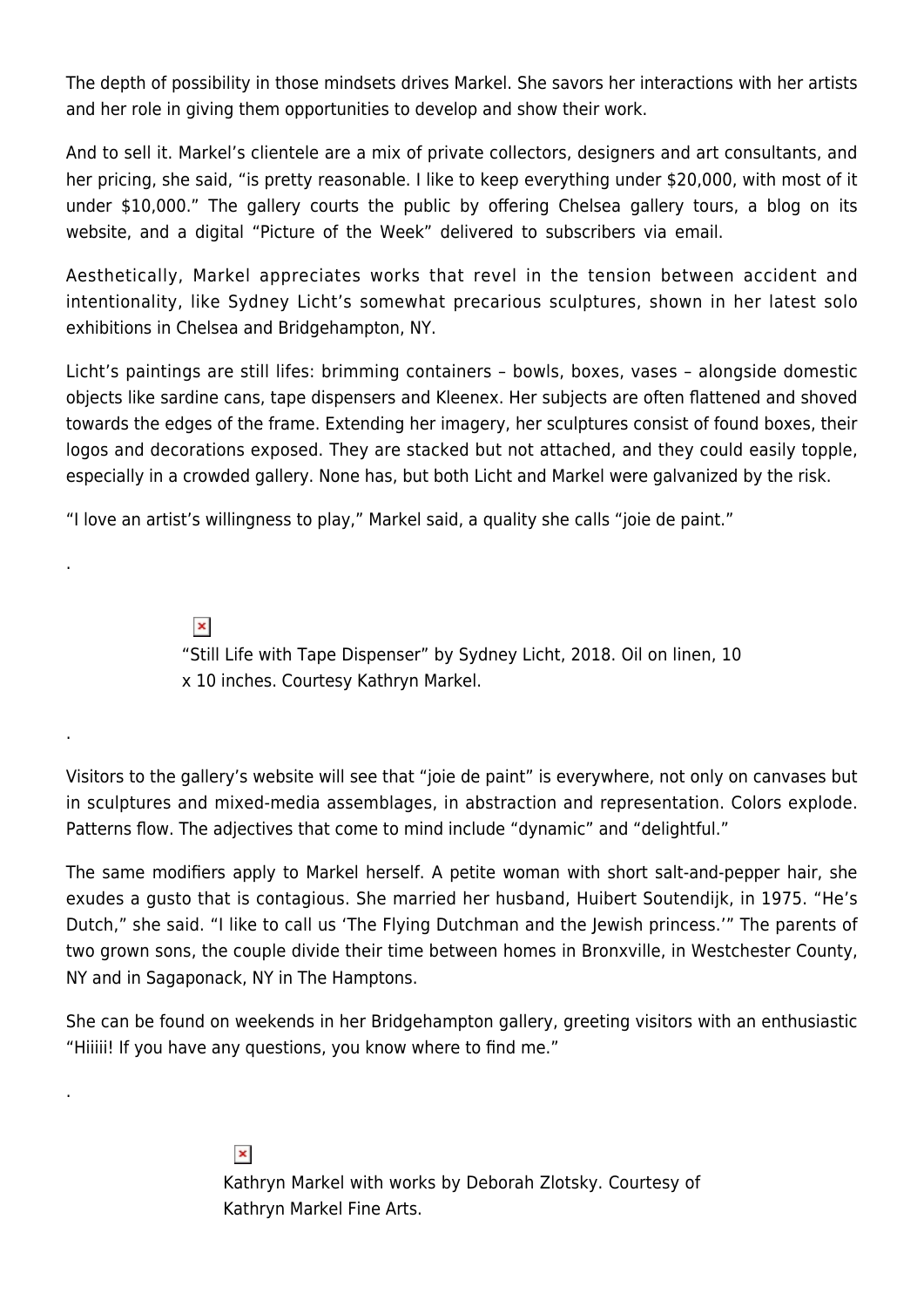The depth of possibility in those mindsets drives Markel. She savors her interactions with her artists and her role in giving them opportunities to develop and show their work.

And to sell it. Markel's clientele are a mix of private collectors, designers and art consultants, and her pricing, she said, "is pretty reasonable. I like to keep everything under $20,000, with most of it under $10,000." The gallery courts the public by offering Chelsea gallery tours, a blog on its website, and a digital "Picture of the Week" delivered to subscribers via email.

Aesthetically, Markel appreciates works that revel in the tension between accident and intentionality, like Sydney Licht's somewhat precarious sculptures, shown in her latest solo exhibitions in Chelsea and Bridgehampton, NY.

Licht's paintings are still lifes: brimming containers – bowls, boxes, vases – alongside domestic objects like sardine cans, tape dispensers and Kleenex. Her subjects are often flattened and shoved towards the edges of the frame. Extending her imagery, her sculptures consist of found boxes, their logos and decorations exposed. They are stacked but not attached, and they could easily topple, especially in a crowded gallery. None has, but both Licht and Markel were galvanized by the risk.

"I love an artist's willingness to play," Markel said, a quality she calls "joie de paint."

"Still Life with Tape Dispenser" by Sydney Licht, 2018. Oil on linen, 10 x 10 inches. Courtesy Kathryn Markel.

Visitors to the gallery's website will see that "joie de paint" is everywhere, not only on canvases but in sculptures and mixed-media assemblages, in abstraction and representation. Colors explode. Patterns flow. The adjectives that come to mind include "dynamic" and "delightful."

The same modifiers apply to Markel herself. A petite woman with short salt-and-pepper hair, she exudes a gusto that is contagious. She married her husband, Huibert Soutendijk, in 1975. "He's Dutch," she said. "I like to call us 'The Flying Dutchman and the Jewish princess.'" The parents of two grown sons, the couple divide their time between homes in Bronxville, in Westchester County, NY and in Sagaponack, NY in The Hamptons.

She can be found on weekends in her Bridgehampton gallery, greeting visitors with an enthusiastic "Hiiiii! If you have any questions, you know where to find me."

Kathryn Markel with works by Deborah Zlotsky. Courtesy of Kathryn Markel Fine Arts.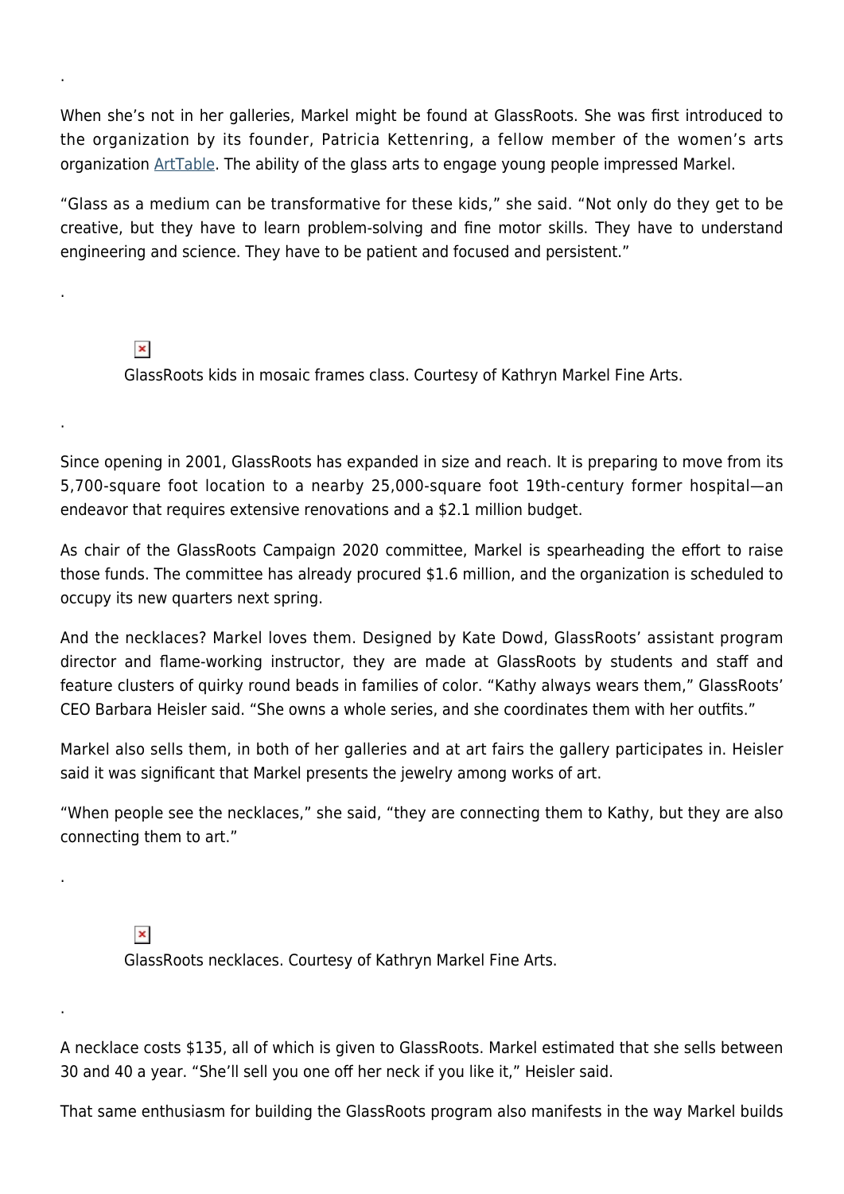When she's not in her galleries, Markel might be found at GlassRoots. She was first introduced to the organization by its founder, Patricia Kettenring, a fellow member of the women's arts organization ArtTable. The ability of the glass arts to engage young people impressed Markel.

"Glass as a medium can be transformative for these kids," she said. "Not only do they get to be creative, but they have to learn problem-solving and fine motor skills. They have to understand engineering and science. They have to be patient and focused and persistent."

GlassRoots kids in mosaic frames class. Courtesy of Kathryn Markel Fine Arts.

Since opening in 2001, GlassRoots has expanded in size and reach. It is preparing to move from its 5,700-square foot location to a nearby 25,000-square foot 19th-century former hospital—an endeavor that requires extensive renovations and a $2.1 million budget.

As chair of the GlassRoots Campaign 2020 committee, Markel is spearheading the effort to raise those funds. The committee has already procured $1.6 million, and the organization is scheduled to occupy its new quarters next spring.

And the necklaces? Markel loves them. Designed by Kate Dowd, GlassRoots' assistant program director and flame-working instructor, they are made at GlassRoots by students and staff and feature clusters of quirky round beads in families of color. "Kathy always wears them," GlassRoots' CEO Barbara Heisler said. "She owns a whole series, and she coordinates them with her outfits."

Markel also sells them, in both of her galleries and at art fairs the gallery participates in. Heisler said it was significant that Markel presents the jewelry among works of art.

"When people see the necklaces," she said, "they are connecting them to Kathy, but they are also connecting them to art."

GlassRoots necklaces. Courtesy of Kathryn Markel Fine Arts.

A necklace costs $135, all of which is given to GlassRoots. Markel estimated that she sells between 30 and 40 a year. "She'll sell you one off her neck if you like it," Heisler said.

That same enthusiasm for building the GlassRoots program also manifests in the way Markel builds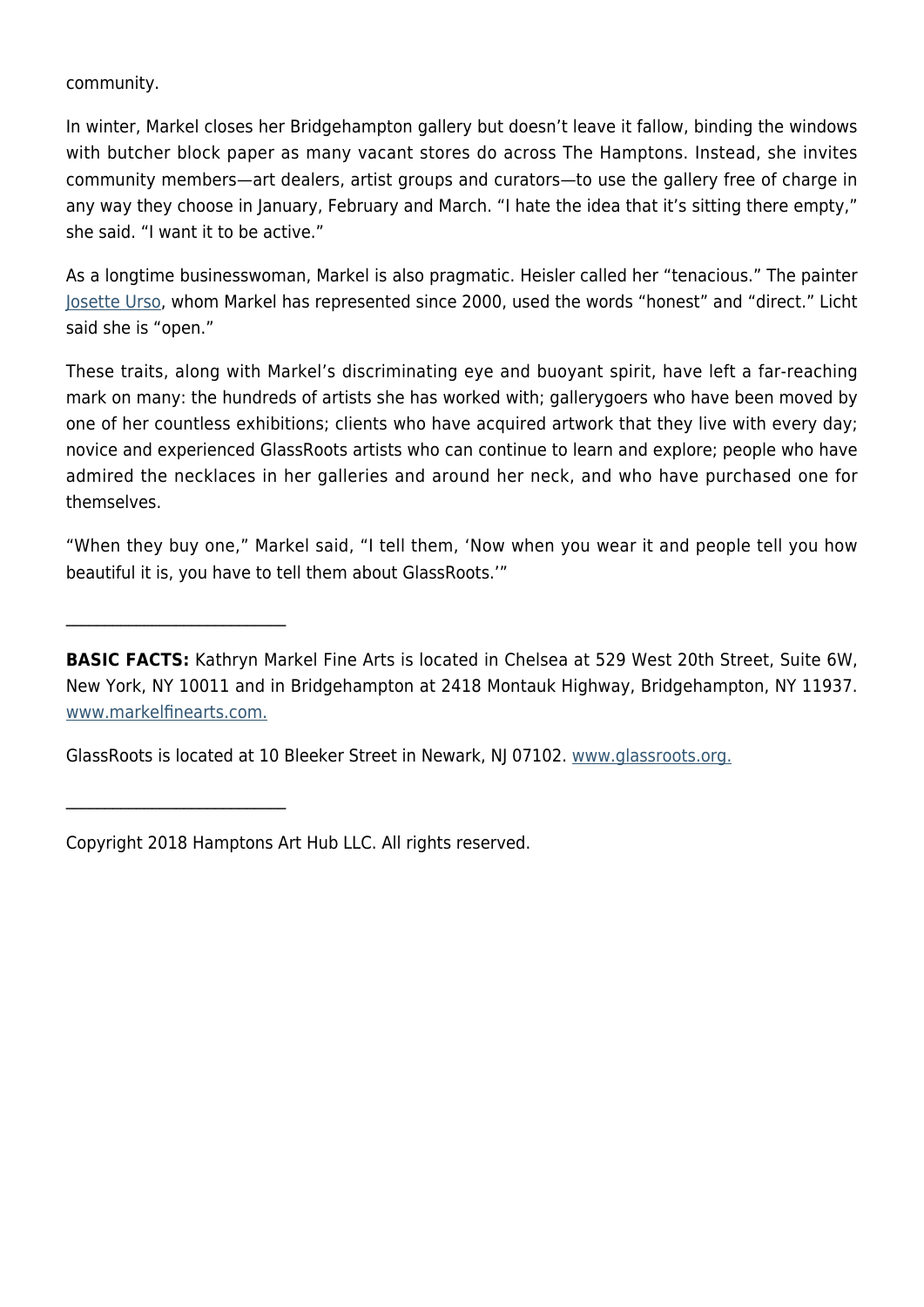community.

In winter, Markel closes her Bridgehampton gallery but doesn't leave it fallow, binding the windows with butcher block paper as many vacant stores do across The Hamptons. Instead, she invites community members—art dealers, artist groups and curators—to use the gallery free of charge in any way they choose in January, February and March. "I hate the idea that it's sitting there empty," she said. "I want it to be active."

As a longtime businesswoman, Markel is also pragmatic. Heisler called her "tenacious." The painter Josette Urso, whom Markel has represented since 2000, used the words "honest" and "direct." Licht said she is "open."

These traits, along with Markel's discriminating eye and buoyant spirit, have left a far-reaching mark on many: the hundreds of artists she has worked with; gallerygoers who have been moved by one of her countless exhibitions; clients who have acquired artwork that they live with every day; novice and experienced GlassRoots artists who can continue to learn and explore; people who have admired the necklaces in her galleries and around her neck, and who have purchased one for themselves.

"When they buy one," Markel said, "I tell them, 'Now when you wear it and people tell you how beautiful it is, you have to tell them about GlassRoots.'"

---

**BASIC FACTS:** Kathryn Markel Fine Arts is located in Chelsea at 529 West 20th Street, Suite 6W, New York, NY 10011 and in Bridgehampton at 2418 Montauk Highway, Bridgehampton, NY 11937. www.markelfinearts.com.

GlassRoots is located at 10 Bleeker Street in Newark, NJ 07102. www.glassroots.org.

---

Copyright 2018 Hamptons Art Hub LLC. All rights reserved.